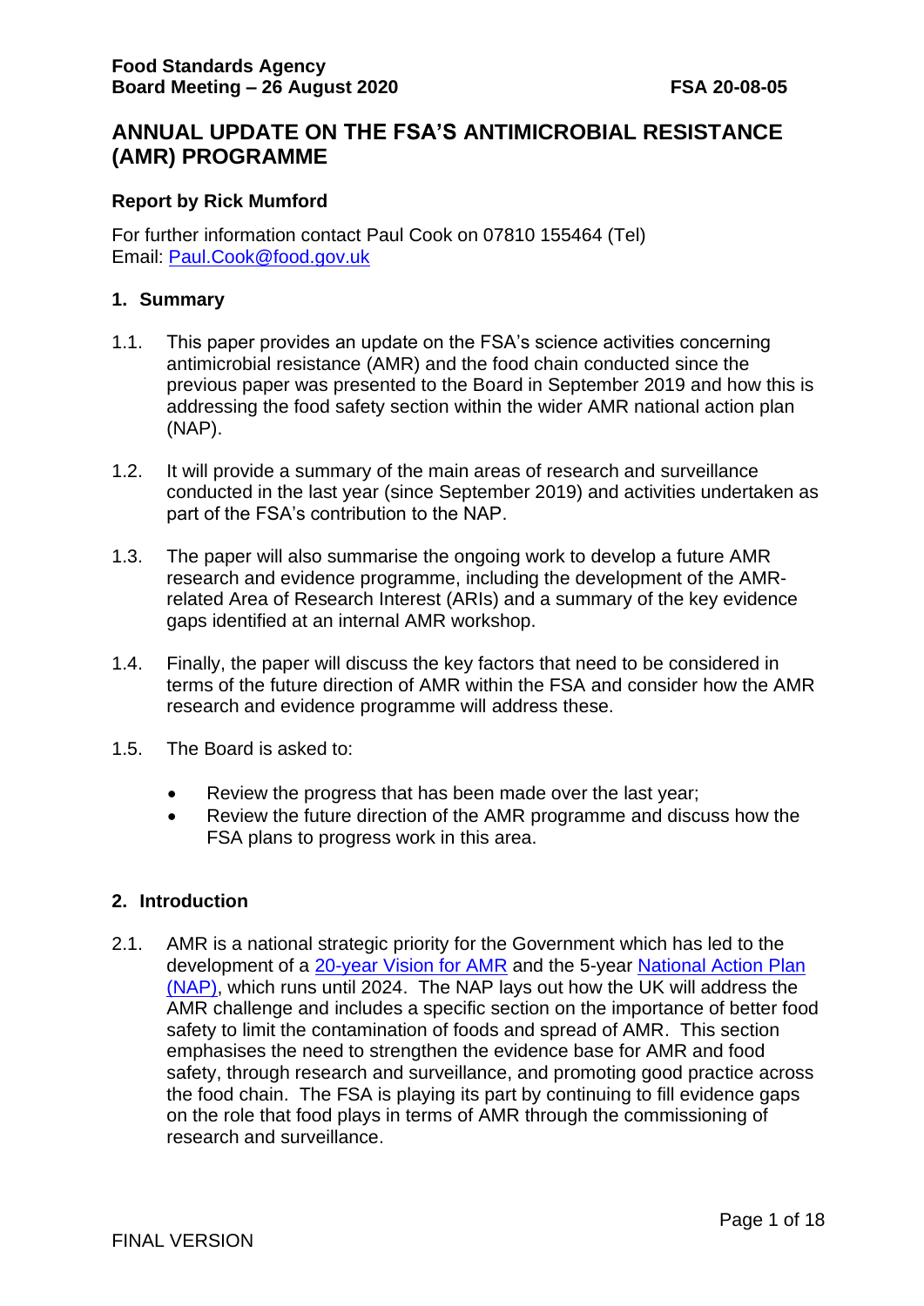**Food Standards Agency**
**Board Meeting – 26 August 2020** **FSA 20-08-05**

# ANNUAL UPDATE ON THE FSA'S ANTIMICROBIAL RESISTANCE (AMR) PROGRAMME

**Report by Rick Mumford**

For further information contact Paul Cook on 07810 155464 (Tel)
Email: [Paul.Cook@food.gov.uk](mailto:Paul.Cook@food.gov.uk)

## 1. Summary

1.1. This paper provides an update on the FSA's science activities concerning antimicrobial resistance (AMR) and the food chain conducted since the previous paper was presented to the Board in September 2019 and how this is addressing the food safety section within the wider AMR national action plan (NAP).

1.2. It will provide a summary of the main areas of research and surveillance conducted in the last year (since September 2019) and activities undertaken as part of the FSA's contribution to the NAP.

1.3. The paper will also summarise the ongoing work to develop a future AMR research and evidence programme, including the development of the AMR-related Area of Research Interest (ARIs) and a summary of the key evidence gaps identified at an internal AMR workshop.

1.4. Finally, the paper will discuss the key factors that need to be considered in terms of the future direction of AMR within the FSA and consider how the AMR research and evidence programme will address these.

1.5. The Board is asked to:

- Review the progress that has been made over the last year;
- Review the future direction of the AMR programme and discuss how the FSA plans to progress work in this area.

## 2. Introduction

2.1. AMR is a national strategic priority for the Government which has led to the development of a 20-year Vision for AMR and the 5-year National Action Plan (NAP), which runs until 2024. The NAP lays out how the UK will address the AMR challenge and includes a specific section on the importance of better food safety to limit the contamination of foods and spread of AMR. This section emphasises the need to strengthen the evidence base for AMR and food safety, through research and surveillance, and promoting good practice across the food chain. The FSA is playing its part by continuing to fill evidence gaps on the role that food plays in terms of AMR through the commissioning of research and surveillance.

FINAL VERSION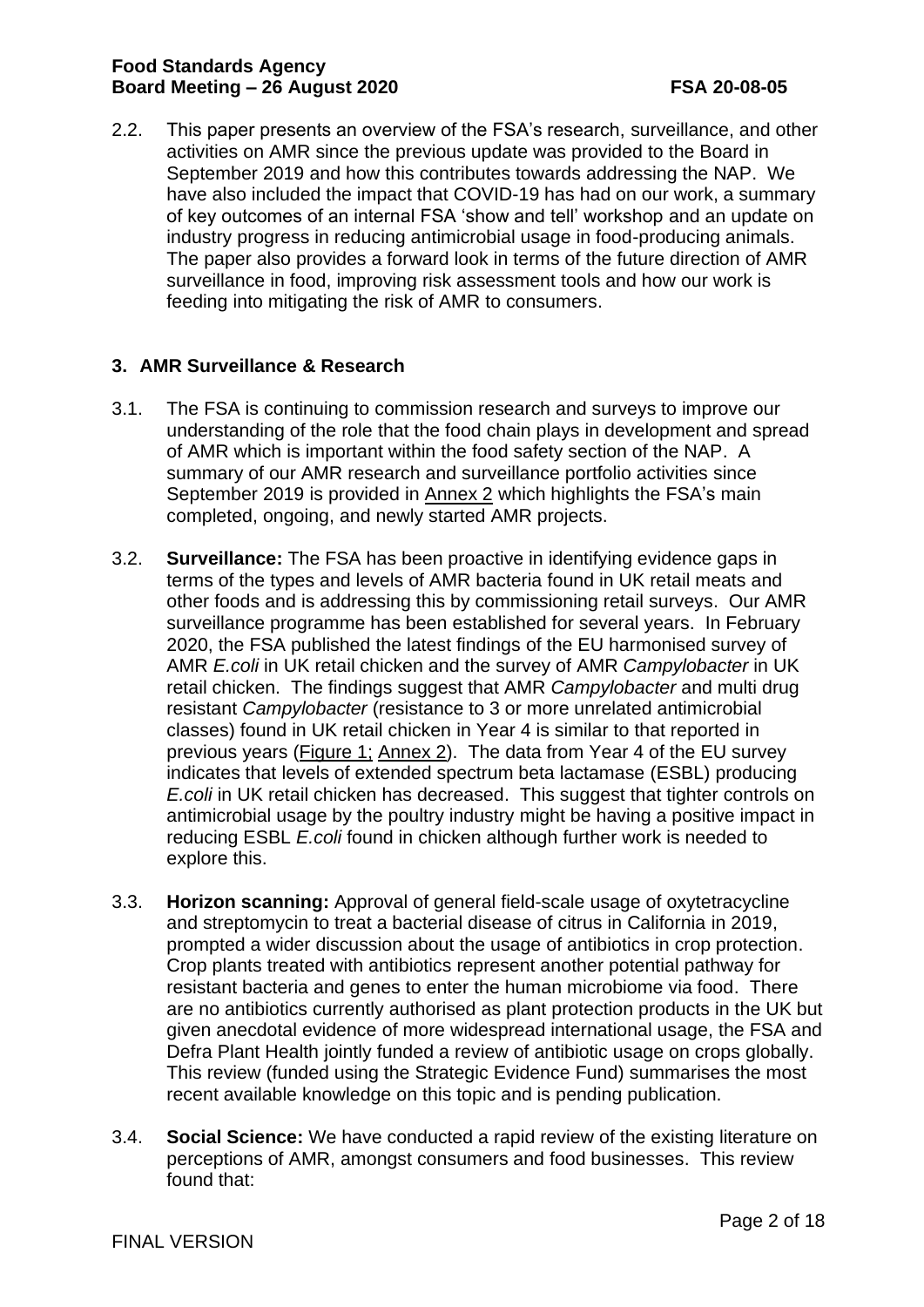2.2. This paper presents an overview of the FSA's research, surveillance, and other activities on AMR since the previous update was provided to the Board in September 2019 and how this contributes towards addressing the NAP. We have also included the impact that COVID-19 has had on our work, a summary of key outcomes of an internal FSA 'show and tell' workshop and an update on industry progress in reducing antimicrobial usage in food-producing animals. The paper also provides a forward look in terms of the future direction of AMR surveillance in food, improving risk assessment tools and how our work is feeding into mitigating the risk of AMR to consumers.

## 3. AMR Surveillance & Research

3.1. The FSA is continuing to commission research and surveys to improve our understanding of the role that the food chain plays in development and spread of AMR which is important within the food safety section of the NAP. A summary of our AMR research and surveillance portfolio activities since September 2019 is provided in Annex 2 which highlights the FSA's main completed, ongoing, and newly started AMR projects.

3.2. **Surveillance:** The FSA has been proactive in identifying evidence gaps in terms of the types and levels of AMR bacteria found in UK retail meats and other foods and is addressing this by commissioning retail surveys. Our AMR surveillance programme has been established for several years. In February 2020, the FSA published the latest findings of the EU harmonised survey of AMR *E.coli* in UK retail chicken and the survey of AMR *Campylobacter* in UK retail chicken. The findings suggest that AMR *Campylobacter* and multi drug resistant *Campylobacter* (resistance to 3 or more unrelated antimicrobial classes) found in UK retail chicken in Year 4 is similar to that reported in previous years (Figure 1; Annex 2). The data from Year 4 of the EU survey indicates that levels of extended spectrum beta lactamase (ESBL) producing *E.coli* in UK retail chicken has decreased. This suggest that tighter controls on antimicrobial usage by the poultry industry might be having a positive impact in reducing ESBL *E.coli* found in chicken although further work is needed to explore this.

3.3. **Horizon scanning:** Approval of general field-scale usage of oxytetracycline and streptomycin to treat a bacterial disease of citrus in California in 2019, prompted a wider discussion about the usage of antibiotics in crop protection. Crop plants treated with antibiotics represent another potential pathway for resistant bacteria and genes to enter the human microbiome via food. There are no antibiotics currently authorised as plant protection products in the UK but given anecdotal evidence of more widespread international usage, the FSA and Defra Plant Health jointly funded a review of antibiotic usage on crops globally. This review (funded using the Strategic Evidence Fund) summarises the most recent available knowledge on this topic and is pending publication.

3.4. **Social Science:** We have conducted a rapid review of the existing literature on perceptions of AMR, amongst consumers and food businesses. This review found that: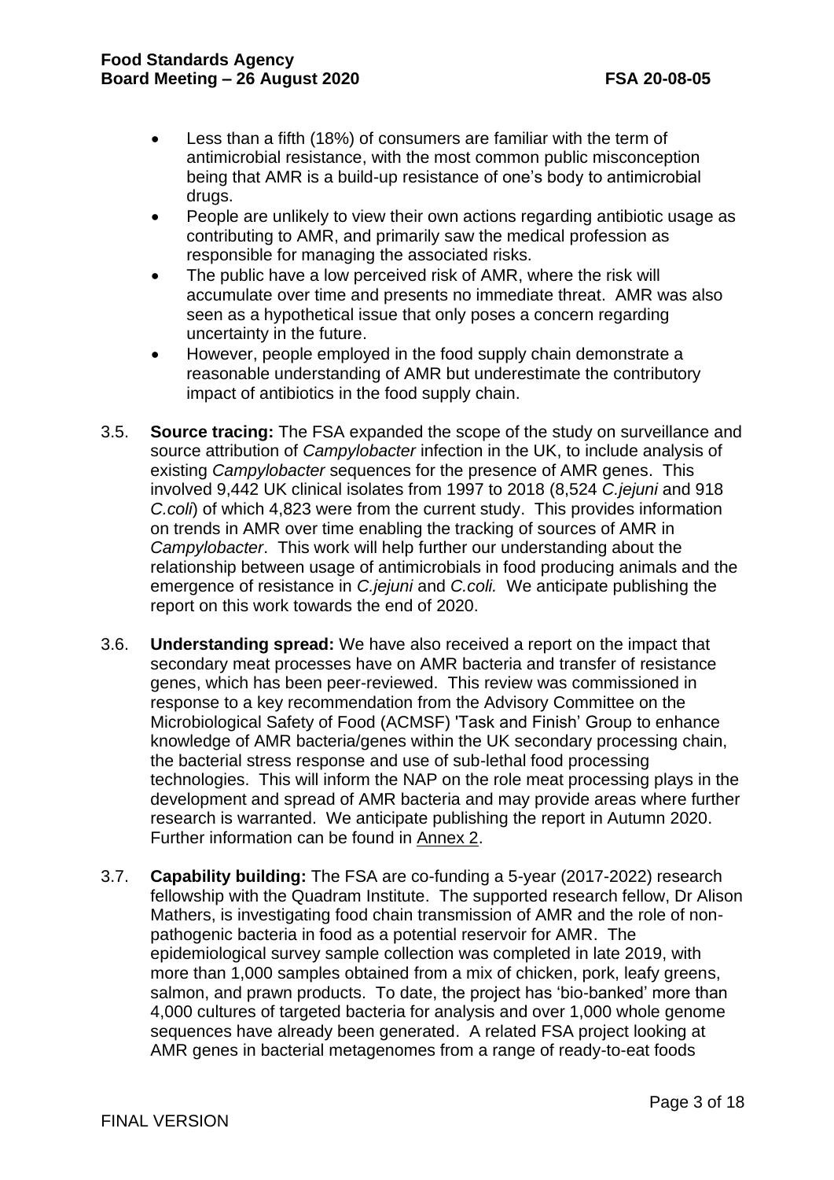- Less than a fifth (18%) of consumers are familiar with the term of antimicrobial resistance, with the most common public misconception being that AMR is a build-up resistance of one's body to antimicrobial drugs.
- People are unlikely to view their own actions regarding antibiotic usage as contributing to AMR, and primarily saw the medical profession as responsible for managing the associated risks.
- The public have a low perceived risk of AMR, where the risk will accumulate over time and presents no immediate threat. AMR was also seen as a hypothetical issue that only poses a concern regarding uncertainty in the future.
- However, people employed in the food supply chain demonstrate a reasonable understanding of AMR but underestimate the contributory impact of antibiotics in the food supply chain.

3.5. **Source tracing:** The FSA expanded the scope of the study on surveillance and source attribution of *Campylobacter* infection in the UK, to include analysis of existing *Campylobacter* sequences for the presence of AMR genes. This involved 9,442 UK clinical isolates from 1997 to 2018 (8,524 *C.jejuni* and 918 *C.coli*) of which 4,823 were from the current study. This provides information on trends in AMR over time enabling the tracking of sources of AMR in *Campylobacter*. This work will help further our understanding about the relationship between usage of antimicrobials in food producing animals and the emergence of resistance in *C.jejuni* and *C.coli.* We anticipate publishing the report on this work towards the end of 2020.

3.6. **Understanding spread:** We have also received a report on the impact that secondary meat processes have on AMR bacteria and transfer of resistance genes, which has been peer-reviewed. This review was commissioned in response to a key recommendation from the Advisory Committee on the Microbiological Safety of Food (ACMSF) 'Task and Finish' Group to enhance knowledge of AMR bacteria/genes within the UK secondary processing chain, the bacterial stress response and use of sub-lethal food processing technologies. This will inform the NAP on the role meat processing plays in the development and spread of AMR bacteria and may provide areas where further research is warranted. We anticipate publishing the report in Autumn 2020. Further information can be found in Annex 2.

3.7. **Capability building:** The FSA are co-funding a 5-year (2017-2022) research fellowship with the Quadram Institute. The supported research fellow, Dr Alison Mathers, is investigating food chain transmission of AMR and the role of non-pathogenic bacteria in food as a potential reservoir for AMR. The epidemiological survey sample collection was completed in late 2019, with more than 1,000 samples obtained from a mix of chicken, pork, leafy greens, salmon, and prawn products. To date, the project has 'bio-banked' more than 4,000 cultures of targeted bacteria for analysis and over 1,000 whole genome sequences have already been generated. A related FSA project looking at AMR genes in bacterial metagenomes from a range of ready-to-eat foods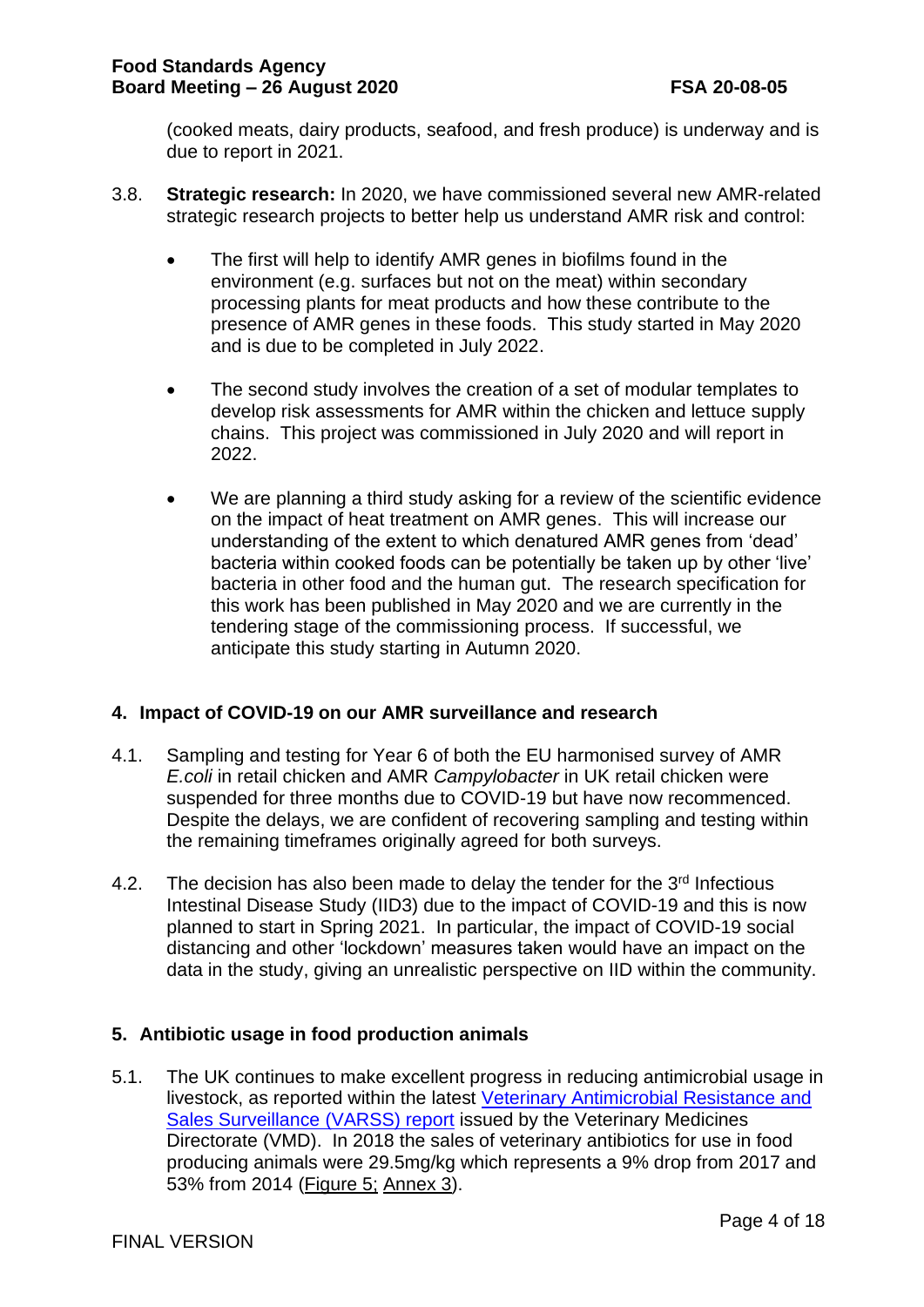(cooked meats, dairy products, seafood, and fresh produce) is underway and is due to report in 2021.

3.8. **Strategic research:** In 2020, we have commissioned several new AMR-related strategic research projects to better help us understand AMR risk and control:

- The first will help to identify AMR genes in biofilms found in the environment (e.g. surfaces but not on the meat) within secondary processing plants for meat products and how these contribute to the presence of AMR genes in these foods. This study started in May 2020 and is due to be completed in July 2022.

- The second study involves the creation of a set of modular templates to develop risk assessments for AMR within the chicken and lettuce supply chains. This project was commissioned in July 2020 and will report in 2022.

- We are planning a third study asking for a review of the scientific evidence on the impact of heat treatment on AMR genes. This will increase our understanding of the extent to which denatured AMR genes from 'dead' bacteria within cooked foods can be potentially be taken up by other 'live' bacteria in other food and the human gut. The research specification for this work has been published in May 2020 and we are currently in the tendering stage of the commissioning process. If successful, we anticipate this study starting in Autumn 2020.

## 4. Impact of COVID-19 on our AMR surveillance and research

4.1. Sampling and testing for Year 6 of both the EU harmonised survey of AMR *E.coli* in retail chicken and AMR *Campylobacter* in UK retail chicken were suspended for three months due to COVID-19 but have now recommenced. Despite the delays, we are confident of recovering sampling and testing within the remaining timeframes originally agreed for both surveys.

4.2. The decision has also been made to delay the tender for the 3rd Infectious Intestinal Disease Study (IID3) due to the impact of COVID-19 and this is now planned to start in Spring 2021. In particular, the impact of COVID-19 social distancing and other 'lockdown' measures taken would have an impact on the data in the study, giving an unrealistic perspective on IID within the community.

## 5. Antibiotic usage in food production animals

5.1. The UK continues to make excellent progress in reducing antimicrobial usage in livestock, as reported within the latest Veterinary Antimicrobial Resistance and Sales Surveillance (VARSS) report issued by the Veterinary Medicines Directorate (VMD). In 2018 the sales of veterinary antibiotics for use in food producing animals were 29.5mg/kg which represents a 9% drop from 2017 and 53% from 2014 (Figure 5; Annex 3).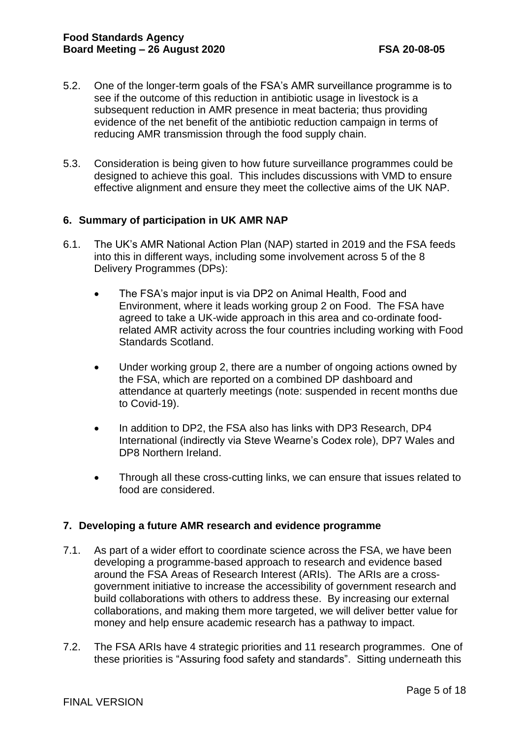5.2. One of the longer-term goals of the FSA's AMR surveillance programme is to see if the outcome of this reduction in antibiotic usage in livestock is a subsequent reduction in AMR presence in meat bacteria; thus providing evidence of the net benefit of the antibiotic reduction campaign in terms of reducing AMR transmission through the food supply chain.

5.3. Consideration is being given to how future surveillance programmes could be designed to achieve this goal. This includes discussions with VMD to ensure effective alignment and ensure they meet the collective aims of the UK NAP.

## 6. Summary of participation in UK AMR NAP

6.1. The UK's AMR National Action Plan (NAP) started in 2019 and the FSA feeds into this in different ways, including some involvement across 5 of the 8 Delivery Programmes (DPs):

- The FSA's major input is via DP2 on Animal Health, Food and Environment, where it leads working group 2 on Food. The FSA have agreed to take a UK-wide approach in this area and co-ordinate food-related AMR activity across the four countries including working with Food Standards Scotland.
- Under working group 2, there are a number of ongoing actions owned by the FSA, which are reported on a combined DP dashboard and attendance at quarterly meetings (note: suspended in recent months due to Covid-19).
- In addition to DP2, the FSA also has links with DP3 Research, DP4 International (indirectly via Steve Wearne's Codex role), DP7 Wales and DP8 Northern Ireland.
- Through all these cross-cutting links, we can ensure that issues related to food are considered.

## 7. Developing a future AMR research and evidence programme

7.1. As part of a wider effort to coordinate science across the FSA, we have been developing a programme-based approach to research and evidence based around the FSA Areas of Research Interest (ARIs). The ARIs are a cross-government initiative to increase the accessibility of government research and build collaborations with others to address these. By increasing our external collaborations, and making them more targeted, we will deliver better value for money and help ensure academic research has a pathway to impact.

7.2. The FSA ARIs have 4 strategic priorities and 11 research programmes. One of these priorities is "Assuring food safety and standards". Sitting underneath this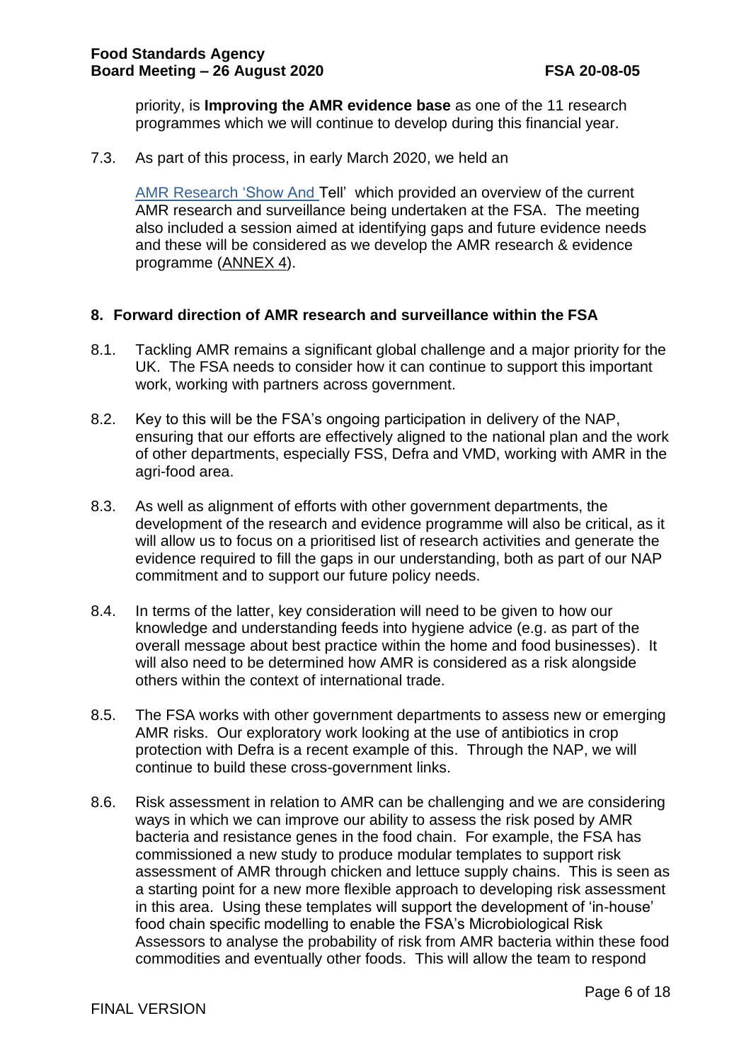priority, is **Improving the AMR evidence base** as one of the 11 research programmes which we will continue to develop during this financial year.

7.3. As part of this process, in early March 2020, we held an

AMR Research 'Show And Tell' which provided an overview of the current AMR research and surveillance being undertaken at the FSA. The meeting also included a session aimed at identifying gaps and future evidence needs and these will be considered as we develop the AMR research & evidence programme (ANNEX 4).

## 8. Forward direction of AMR research and surveillance within the FSA

8.1. Tackling AMR remains a significant global challenge and a major priority for the UK. The FSA needs to consider how it can continue to support this important work, working with partners across government.

8.2. Key to this will be the FSA's ongoing participation in delivery of the NAP, ensuring that our efforts are effectively aligned to the national plan and the work of other departments, especially FSS, Defra and VMD, working with AMR in the agri-food area.

8.3. As well as alignment of efforts with other government departments, the development of the research and evidence programme will also be critical, as it will allow us to focus on a prioritised list of research activities and generate the evidence required to fill the gaps in our understanding, both as part of our NAP commitment and to support our future policy needs.

8.4. In terms of the latter, key consideration will need to be given to how our knowledge and understanding feeds into hygiene advice (e.g. as part of the overall message about best practice within the home and food businesses). It will also need to be determined how AMR is considered as a risk alongside others within the context of international trade.

8.5. The FSA works with other government departments to assess new or emerging AMR risks. Our exploratory work looking at the use of antibiotics in crop protection with Defra is a recent example of this. Through the NAP, we will continue to build these cross-government links.

8.6. Risk assessment in relation to AMR can be challenging and we are considering ways in which we can improve our ability to assess the risk posed by AMR bacteria and resistance genes in the food chain. For example, the FSA has commissioned a new study to produce modular templates to support risk assessment of AMR through chicken and lettuce supply chains. This is seen as a starting point for a new more flexible approach to developing risk assessment in this area. Using these templates will support the development of 'in-house' food chain specific modelling to enable the FSA's Microbiological Risk Assessors to analyse the probability of risk from AMR bacteria within these food commodities and eventually other foods. This will allow the team to respond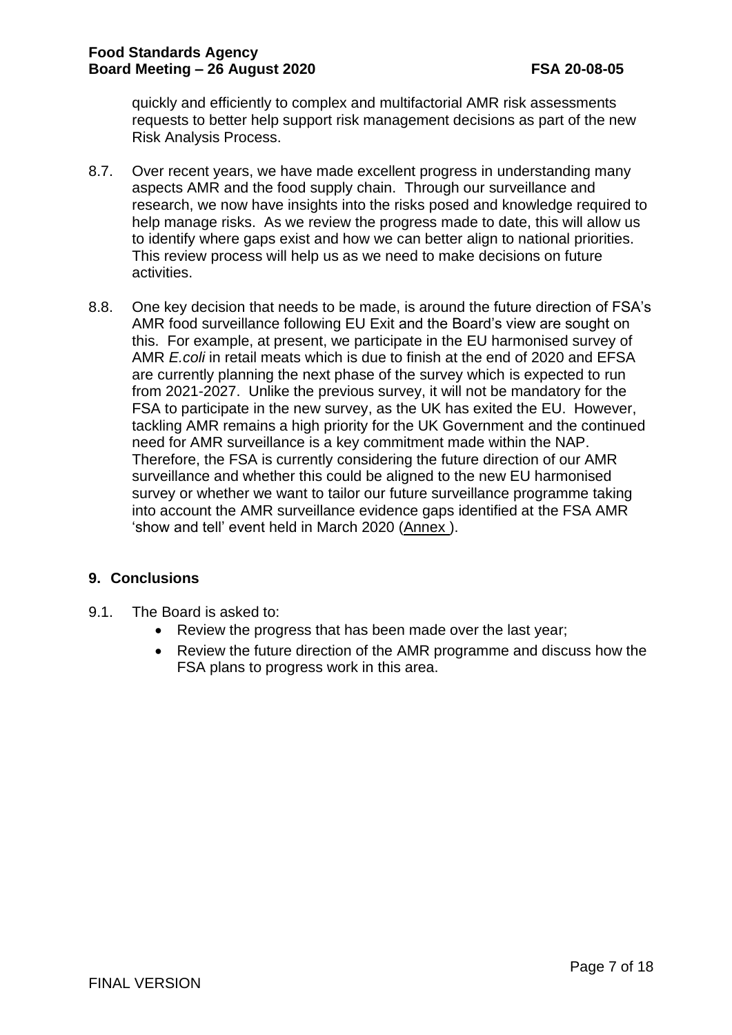quickly and efficiently to complex and multifactorial AMR risk assessments requests to better help support risk management decisions as part of the new Risk Analysis Process.

8.7. Over recent years, we have made excellent progress in understanding many aspects AMR and the food supply chain. Through our surveillance and research, we now have insights into the risks posed and knowledge required to help manage risks. As we review the progress made to date, this will allow us to identify where gaps exist and how we can better align to national priorities. This review process will help us as we need to make decisions on future activities.

8.8. One key decision that needs to be made, is around the future direction of FSA's AMR food surveillance following EU Exit and the Board's view are sought on this. For example, at present, we participate in the EU harmonised survey of AMR *E.coli* in retail meats which is due to finish at the end of 2020 and EFSA are currently planning the next phase of the survey which is expected to run from 2021-2027. Unlike the previous survey, it will not be mandatory for the FSA to participate in the new survey, as the UK has exited the EU. However, tackling AMR remains a high priority for the UK Government and the continued need for AMR surveillance is a key commitment made within the NAP. Therefore, the FSA is currently considering the future direction of our AMR surveillance and whether this could be aligned to the new EU harmonised survey or whether we want to tailor our future surveillance programme taking into account the AMR surveillance evidence gaps identified at the FSA AMR 'show and tell' event held in March 2020 (Annex ).

## 9. Conclusions

9.1. The Board is asked to:

- Review the progress that has been made over the last year;
- Review the future direction of the AMR programme and discuss how the FSA plans to progress work in this area.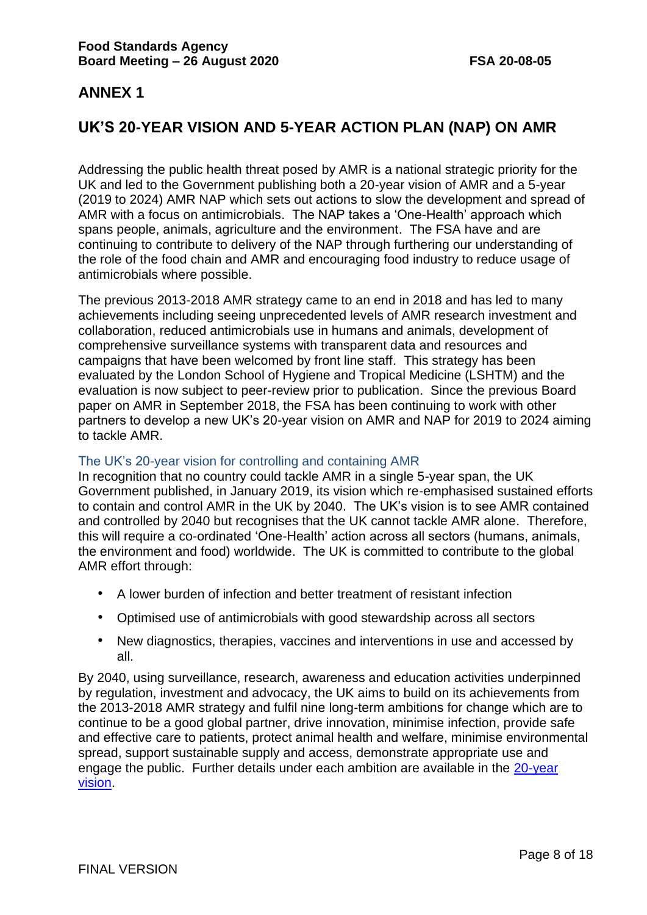# ANNEX 1

## UK'S 20-YEAR VISION AND 5-YEAR ACTION PLAN (NAP) ON AMR

Addressing the public health threat posed by AMR is a national strategic priority for the UK and led to the Government publishing both a 20-year vision of AMR and a 5-year (2019 to 2024) AMR NAP which sets out actions to slow the development and spread of AMR with a focus on antimicrobials. The NAP takes a 'One-Health' approach which spans people, animals, agriculture and the environment. The FSA have and are continuing to contribute to delivery of the NAP through furthering our understanding of the role of the food chain and AMR and encouraging food industry to reduce usage of antimicrobials where possible.

The previous 2013-2018 AMR strategy came to an end in 2018 and has led to many achievements including seeing unprecedented levels of AMR research investment and collaboration, reduced antimicrobials use in humans and animals, development of comprehensive surveillance systems with transparent data and resources and campaigns that have been welcomed by front line staff. This strategy has been evaluated by the London School of Hygiene and Tropical Medicine (LSHTM) and the evaluation is now subject to peer-review prior to publication. Since the previous Board paper on AMR in September 2018, the FSA has been continuing to work with other partners to develop a new UK's 20-year vision on AMR and NAP for 2019 to 2024 aiming to tackle AMR.

### The UK's 20-year vision for controlling and containing AMR

In recognition that no country could tackle AMR in a single 5-year span, the UK Government published, in January 2019, its vision which re-emphasised sustained efforts to contain and control AMR in the UK by 2040. The UK's vision is to see AMR contained and controlled by 2040 but recognises that the UK cannot tackle AMR alone. Therefore, this will require a co-ordinated 'One-Health' action across all sectors (humans, animals, the environment and food) worldwide. The UK is committed to contribute to the global AMR effort through:

- A lower burden of infection and better treatment of resistant infection
- Optimised use of antimicrobials with good stewardship across all sectors
- New diagnostics, therapies, vaccines and interventions in use and accessed by all.

By 2040, using surveillance, research, awareness and education activities underpinned by regulation, investment and advocacy, the UK aims to build on its achievements from the 2013-2018 AMR strategy and fulfil nine long-term ambitions for change which are to continue to be a good global partner, drive innovation, minimise infection, provide safe and effective care to patients, protect animal health and welfare, minimise environmental spread, support sustainable supply and access, demonstrate appropriate use and engage the public. Further details under each ambition are available in the 20-year vision.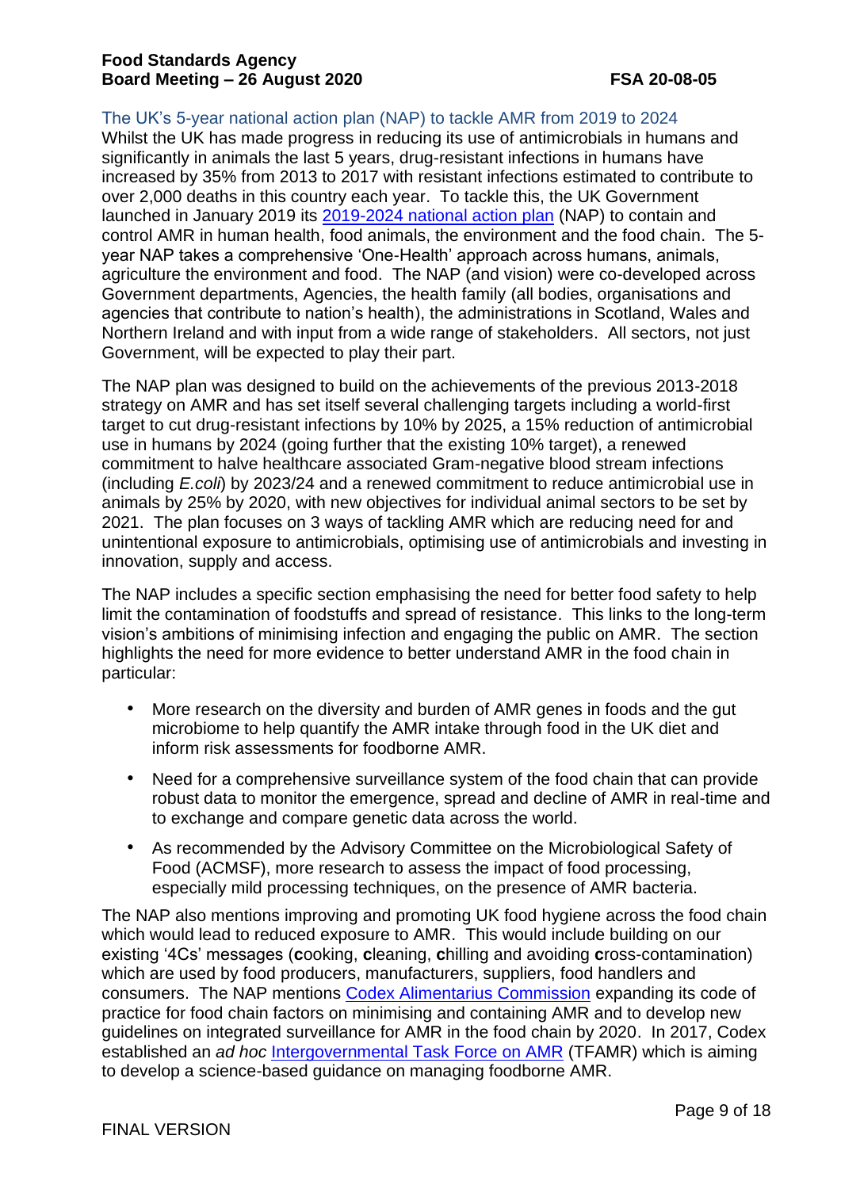## The UK's 5-year national action plan (NAP) to tackle AMR from 2019 to 2024

Whilst the UK has made progress in reducing its use of antimicrobials in humans and significantly in animals the last 5 years, drug-resistant infections in humans have increased by 35% from 2013 to 2017 with resistant infections estimated to contribute to over 2,000 deaths in this country each year. To tackle this, the UK Government launched in January 2019 its [2019-2024 national action plan](#) (NAP) to contain and control AMR in human health, food animals, the environment and the food chain. The 5-year NAP takes a comprehensive 'One-Health' approach across humans, animals, agriculture the environment and food. The NAP (and vision) were co-developed across Government departments, Agencies, the health family (all bodies, organisations and agencies that contribute to nation's health), the administrations in Scotland, Wales and Northern Ireland and with input from a wide range of stakeholders. All sectors, not just Government, will be expected to play their part.

The NAP plan was designed to build on the achievements of the previous 2013-2018 strategy on AMR and has set itself several challenging targets including a world-first target to cut drug-resistant infections by 10% by 2025, a 15% reduction of antimicrobial use in humans by 2024 (going further that the existing 10% target), a renewed commitment to halve healthcare associated Gram-negative blood stream infections (including *E.coli*) by 2023/24 and a renewed commitment to reduce antimicrobial use in animals by 25% by 2020, with new objectives for individual animal sectors to be set by 2021. The plan focuses on 3 ways of tackling AMR which are reducing need for and unintentional exposure to antimicrobials, optimising use of antimicrobials and investing in innovation, supply and access.

The NAP includes a specific section emphasising the need for better food safety to help limit the contamination of foodstuffs and spread of resistance. This links to the long-term vision's ambitions of minimising infection and engaging the public on AMR. The section highlights the need for more evidence to better understand AMR in the food chain in particular:

- More research on the diversity and burden of AMR genes in foods and the gut microbiome to help quantify the AMR intake through food in the UK diet and inform risk assessments for foodborne AMR.
- Need for a comprehensive surveillance system of the food chain that can provide robust data to monitor the emergence, spread and decline of AMR in real-time and to exchange and compare genetic data across the world.
- As recommended by the Advisory Committee on the Microbiological Safety of Food (ACMSF), more research to assess the impact of food processing, especially mild processing techniques, on the presence of AMR bacteria.

The NAP also mentions improving and promoting UK food hygiene across the food chain which would lead to reduced exposure to AMR. This would include building on our existing '4Cs' messages (**c**ooking, **c**leaning, **c**hilling and avoiding **c**ross-contamination) which are used by food producers, manufacturers, suppliers, food handlers and consumers. The NAP mentions [Codex Alimentarius Commission](#) expanding its code of practice for food chain factors on minimising and containing AMR and to develop new guidelines on integrated surveillance for AMR in the food chain by 2020. In 2017, Codex established an *ad hoc* [Intergovernmental Task Force on AMR](#) (TFAMR) which is aiming to develop a science-based guidance on managing foodborne AMR.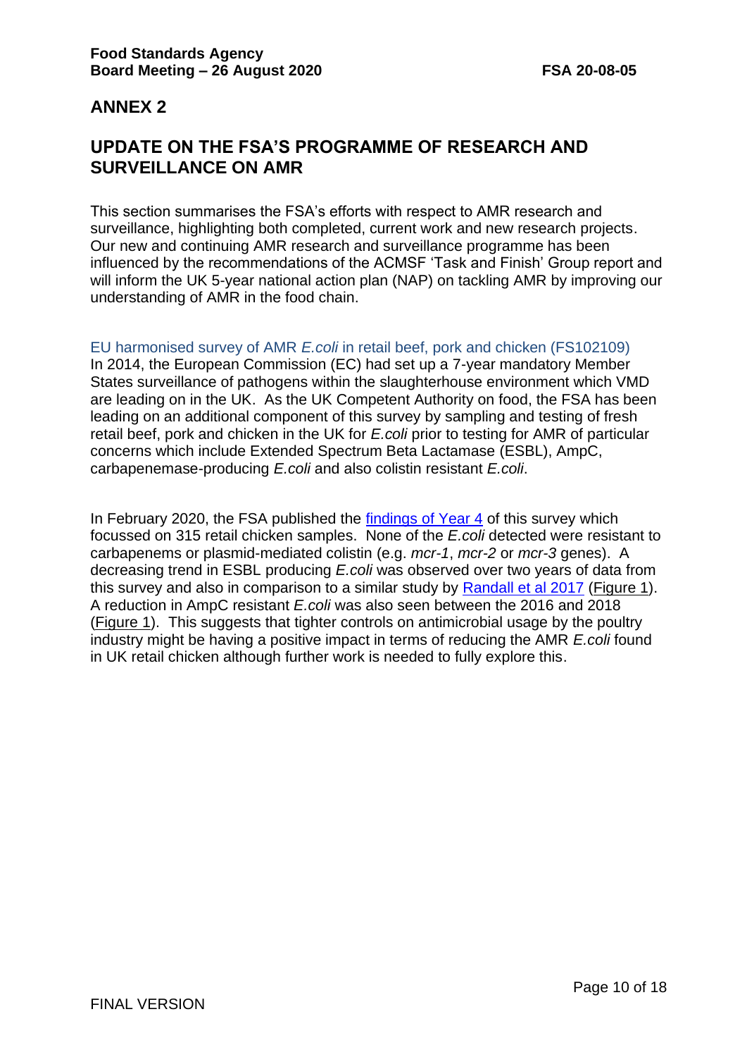## ANNEX 2

## UPDATE ON THE FSA'S PROGRAMME OF RESEARCH AND SURVEILLANCE ON AMR

This section summarises the FSA's efforts with respect to AMR research and surveillance, highlighting both completed, current work and new research projects. Our new and continuing AMR research and surveillance programme has been influenced by the recommendations of the ACMSF 'Task and Finish' Group report and will inform the UK 5-year national action plan (NAP) on tackling AMR by improving our understanding of AMR in the food chain.

### EU harmonised survey of AMR *E.coli* in retail beef, pork and chicken (FS102109)

In 2014, the European Commission (EC) had set up a 7-year mandatory Member States surveillance of pathogens within the slaughterhouse environment which VMD are leading on in the UK. As the UK Competent Authority on food, the FSA has been leading on an additional component of this survey by sampling and testing of fresh retail beef, pork and chicken in the UK for *E.coli* prior to testing for AMR of particular concerns which include Extended Spectrum Beta Lactamase (ESBL), AmpC, carbapenemase-producing *E.coli* and also colistin resistant *E.coli*.

In February 2020, the FSA published the findings of Year 4 of this survey which focussed on 315 retail chicken samples. None of the *E.coli* detected were resistant to carbapenems or plasmid-mediated colistin (e.g. *mcr-1*, *mcr-2* or *mcr-3* genes). A decreasing trend in ESBL producing *E.coli* was observed over two years of data from this survey and also in comparison to a similar study by Randall et al 2017 (Figure 1). A reduction in AmpC resistant *E.coli* was also seen between the 2016 and 2018 (Figure 1). This suggests that tighter controls on antimicrobial usage by the poultry industry might be having a positive impact in terms of reducing the AMR *E.coli* found in UK retail chicken although further work is needed to fully explore this.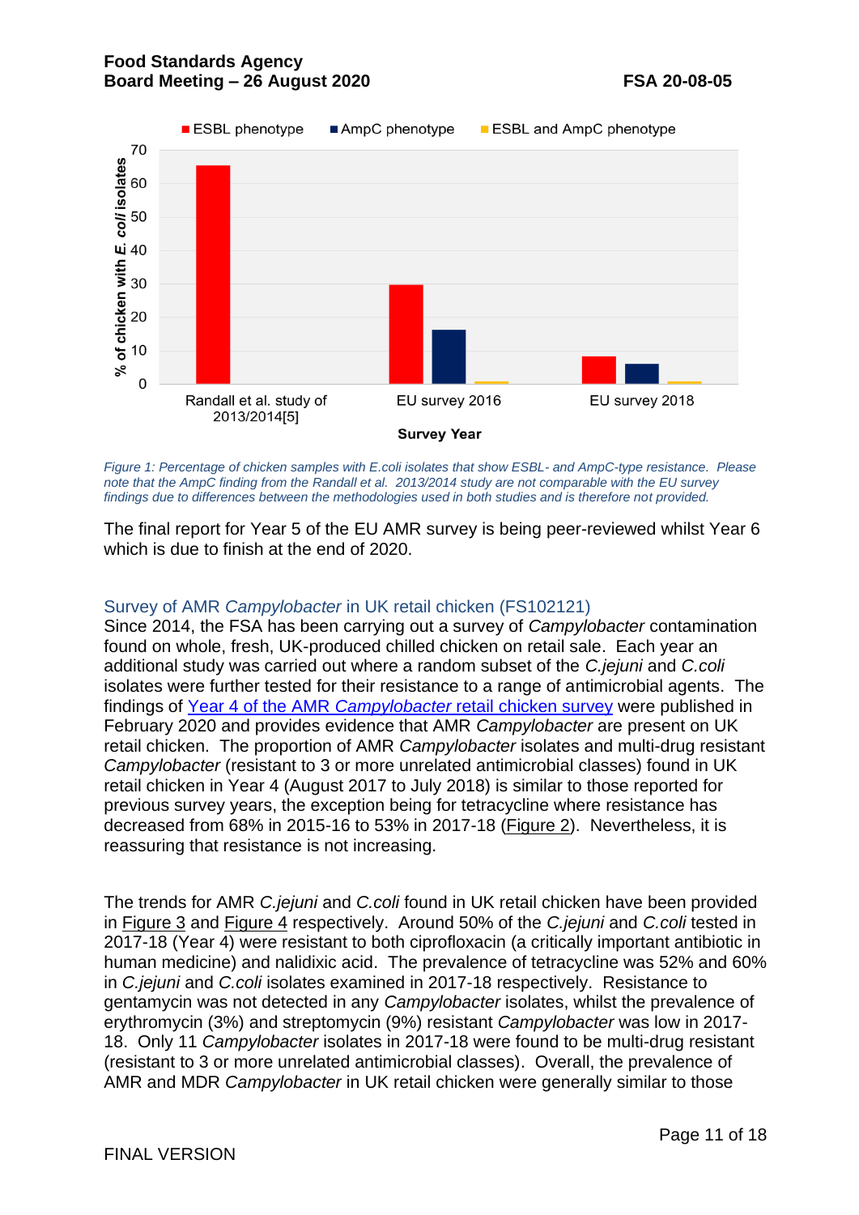*Figure 1: Percentage of chicken samples with E.coli isolates that show ESBL- and AmpC-type resistance. Please note that the AmpC finding from the Randall et al. 2013/2014 study are not comparable with the EU survey findings due to differences between the methodologies used in both studies and is therefore not provided.*

The final report for Year 5 of the EU AMR survey is being peer-reviewed whilst Year 6 which is due to finish at the end of 2020.

## Survey of AMR *Campylobacter* in UK retail chicken (FS102121)

Since 2014, the FSA has been carrying out a survey of *Campylobacter* contamination found on whole, fresh, UK-produced chilled chicken on retail sale. Each year an additional study was carried out where a random subset of the *C.jejuni* and *C.coli* isolates were further tested for their resistance to a range of antimicrobial agents. The findings of Year 4 of the AMR *Campylobacter* retail chicken survey were published in February 2020 and provides evidence that AMR *Campylobacter* are present on UK retail chicken. The proportion of AMR *Campylobacter* isolates and multi-drug resistant *Campylobacter* (resistant to 3 or more unrelated antimicrobial classes) found in UK retail chicken in Year 4 (August 2017 to July 2018) is similar to those reported for previous survey years, the exception being for tetracycline where resistance has decreased from 68% in 2015-16 to 53% in 2017-18 (Figure 2). Nevertheless, it is reassuring that resistance is not increasing.

The trends for AMR *C.jejuni* and *C.coli* found in UK retail chicken have been provided in Figure 3 and Figure 4 respectively. Around 50% of the *C.jejuni* and *C.coli* tested in 2017-18 (Year 4) were resistant to both ciprofloxacin (a critically important antibiotic in human medicine) and nalidixic acid. The prevalence of tetracycline was 52% and 60% in *C.jejuni* and *C.coli* isolates examined in 2017-18 respectively. Resistance to gentamycin was not detected in any *Campylobacter* isolates, whilst the prevalence of erythromycin (3%) and streptomycin (9%) resistant *Campylobacter* was low in 2017-18. Only 11 *Campylobacter* isolates in 2017-18 were found to be multi-drug resistant (resistant to 3 or more unrelated antimicrobial classes). Overall, the prevalence of AMR and MDR *Campylobacter* in UK retail chicken were generally similar to those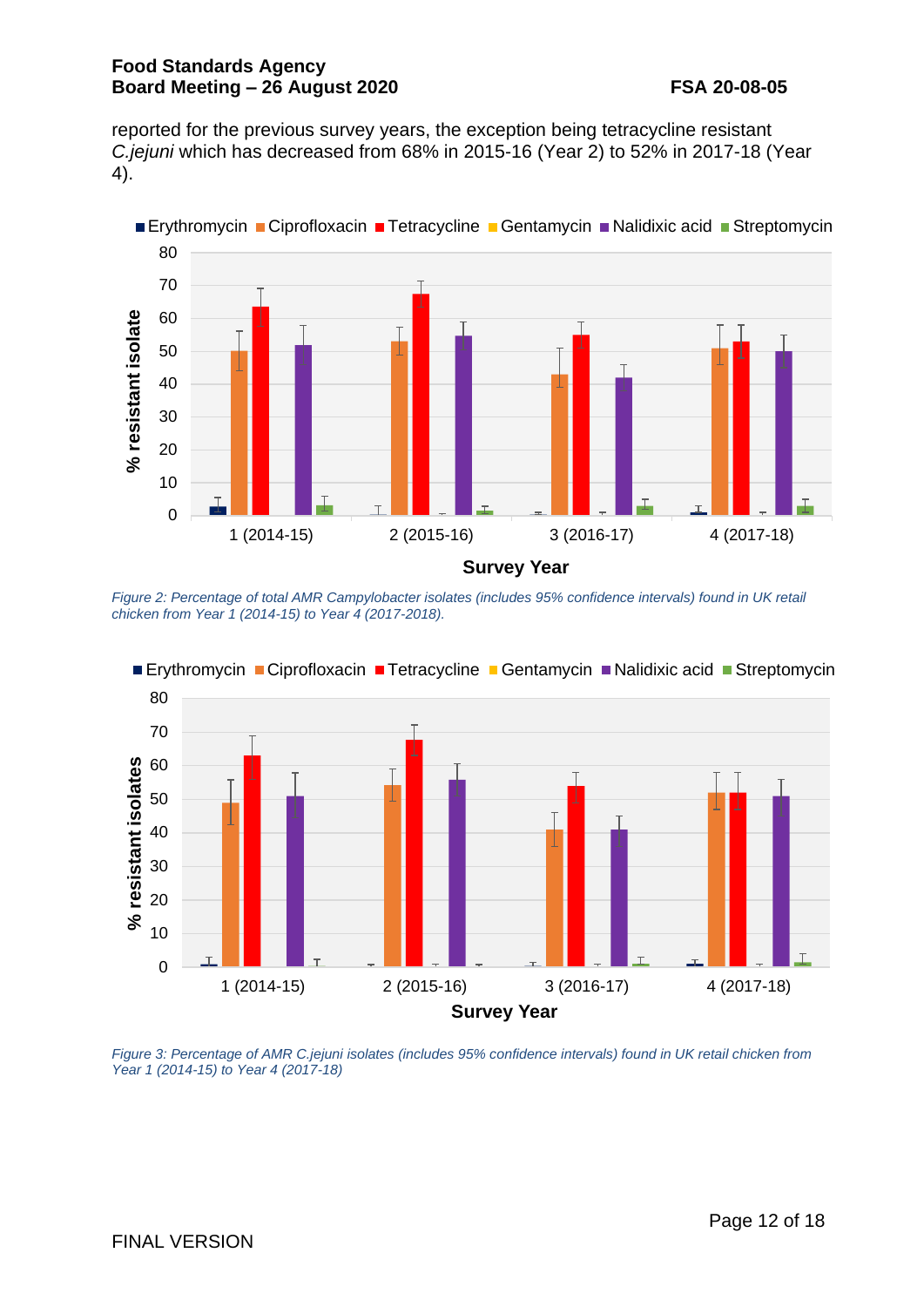reported for the previous survey years, the exception being tetracycline resistant *C.jejuni* which has decreased from 68% in 2015-16 (Year 2) to 52% in 2017-18 (Year 4).

*Figure 2: Percentage of total AMR Campylobacter isolates (includes 95% confidence intervals) found in UK retail chicken from Year 1 (2014-15) to Year 4 (2017-2018).*

*Figure 3: Percentage of AMR C.jejuni isolates (includes 95% confidence intervals) found in UK retail chicken from Year 1 (2014-15) to Year 4 (2017-18)*

FINAL VERSION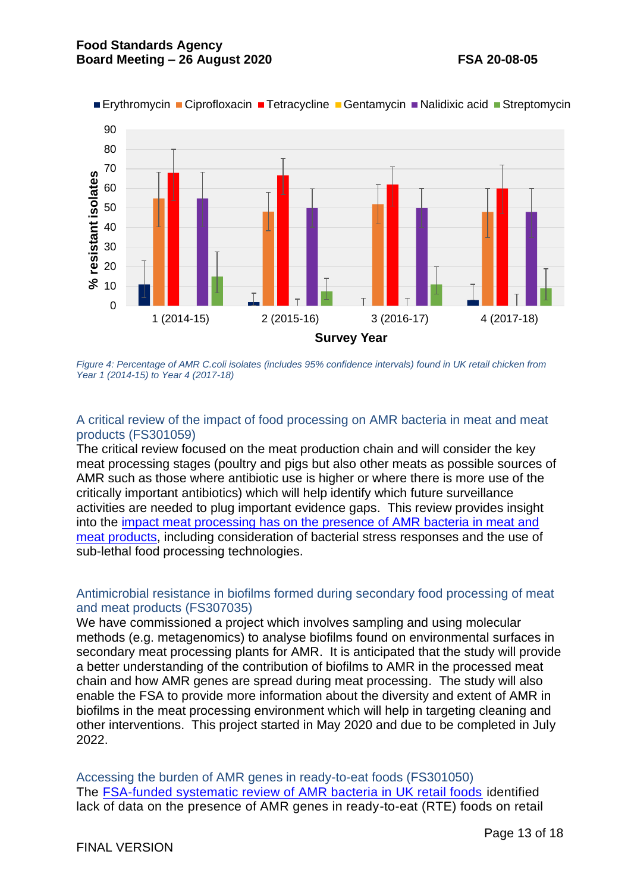*Figure 4: Percentage of AMR C.coli isolates (includes 95% confidence intervals) found in UK retail chicken from Year 1 (2014-15) to Year 4 (2017-18)*

### A critical review of the impact of food processing on AMR bacteria in meat and meat products (FS301059)

The critical review focused on the meat production chain and will consider the key meat processing stages (poultry and pigs but also other meats as possible sources of AMR such as those where antibiotic use is higher or where there is more use of the critically important antibiotics) which will help identify which future surveillance activities are needed to plug important evidence gaps. This review provides insight into the impact meat processing has on the presence of AMR bacteria in meat and meat products, including consideration of bacterial stress responses and the use of sub-lethal food processing technologies.

### Antimicrobial resistance in biofilms formed during secondary food processing of meat and meat products (FS307035)

We have commissioned a project which involves sampling and using molecular methods (e.g. metagenomics) to analyse biofilms found on environmental surfaces in secondary meat processing plants for AMR. It is anticipated that the study will provide a better understanding of the contribution of biofilms to AMR in the processed meat chain and how AMR genes are spread during meat processing. The study will also enable the FSA to provide more information about the diversity and extent of AMR in biofilms in the meat processing environment which will help in targeting cleaning and other interventions. This project started in May 2020 and due to be completed in July 2022.

### Accessing the burden of AMR genes in ready-to-eat foods (FS301050)

The FSA-funded systematic review of AMR bacteria in UK retail foods identified lack of data on the presence of AMR genes in ready-to-eat (RTE) foods on retail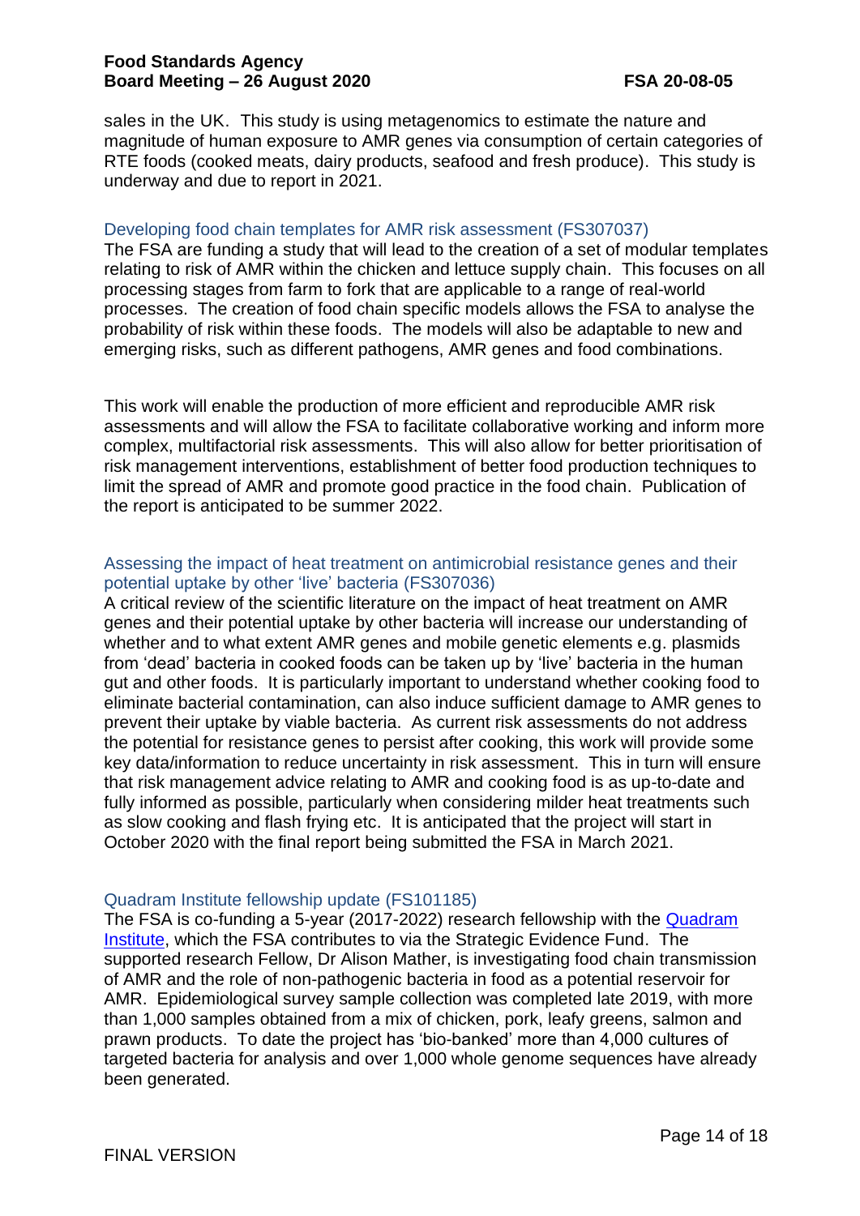sales in the UK. This study is using metagenomics to estimate the nature and magnitude of human exposure to AMR genes via consumption of certain categories of RTE foods (cooked meats, dairy products, seafood and fresh produce). This study is underway and due to report in 2021.

### Developing food chain templates for AMR risk assessment (FS307037)

The FSA are funding a study that will lead to the creation of a set of modular templates relating to risk of AMR within the chicken and lettuce supply chain. This focuses on all processing stages from farm to fork that are applicable to a range of real-world processes. The creation of food chain specific models allows the FSA to analyse the probability of risk within these foods. The models will also be adaptable to new and emerging risks, such as different pathogens, AMR genes and food combinations.

This work will enable the production of more efficient and reproducible AMR risk assessments and will allow the FSA to facilitate collaborative working and inform more complex, multifactorial risk assessments. This will also allow for better prioritisation of risk management interventions, establishment of better food production techniques to limit the spread of AMR and promote good practice in the food chain. Publication of the report is anticipated to be summer 2022.

### Assessing the impact of heat treatment on antimicrobial resistance genes and their potential uptake by other 'live' bacteria (FS307036)

A critical review of the scientific literature on the impact of heat treatment on AMR genes and their potential uptake by other bacteria will increase our understanding of whether and to what extent AMR genes and mobile genetic elements e.g. plasmids from 'dead' bacteria in cooked foods can be taken up by 'live' bacteria in the human gut and other foods. It is particularly important to understand whether cooking food to eliminate bacterial contamination, can also induce sufficient damage to AMR genes to prevent their uptake by viable bacteria. As current risk assessments do not address the potential for resistance genes to persist after cooking, this work will provide some key data/information to reduce uncertainty in risk assessment. This in turn will ensure that risk management advice relating to AMR and cooking food is as up-to-date and fully informed as possible, particularly when considering milder heat treatments such as slow cooking and flash frying etc. It is anticipated that the project will start in October 2020 with the final report being submitted the FSA in March 2021.

### Quadram Institute fellowship update (FS101185)

The FSA is co-funding a 5-year (2017-2022) research fellowship with the [Quadram Institute](), which the FSA contributes to via the Strategic Evidence Fund. The supported research Fellow, Dr Alison Mather, is investigating food chain transmission of AMR and the role of non-pathogenic bacteria in food as a potential reservoir for AMR. Epidemiological survey sample collection was completed late 2019, with more than 1,000 samples obtained from a mix of chicken, pork, leafy greens, salmon and prawn products. To date the project has 'bio-banked' more than 4,000 cultures of targeted bacteria for analysis and over 1,000 whole genome sequences have already been generated.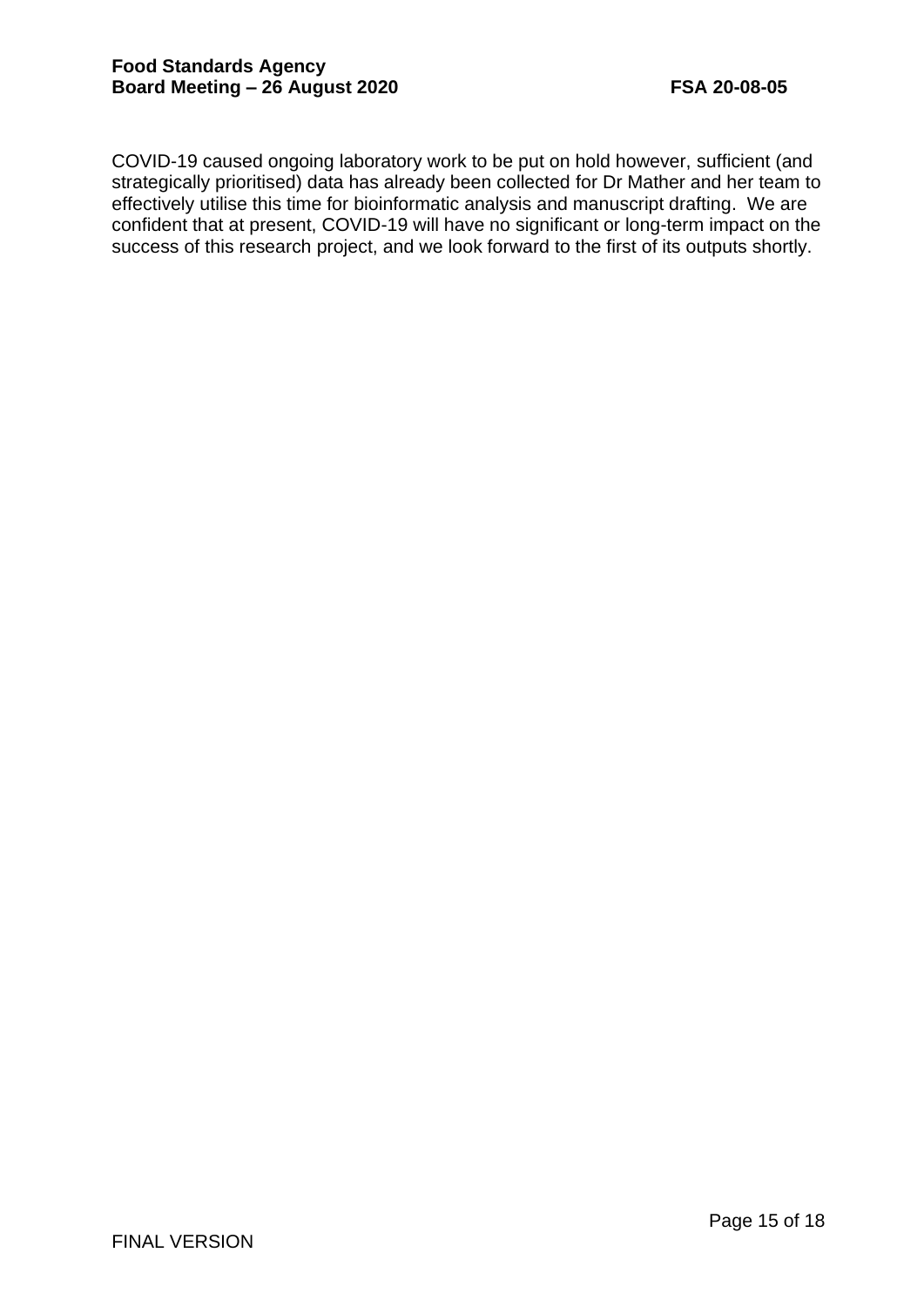COVID-19 caused ongoing laboratory work to be put on hold however, sufficient (and strategically prioritised) data has already been collected for Dr Mather and her team to effectively utilise this time for bioinformatic analysis and manuscript drafting. We are confident that at present, COVID-19 will have no significant or long-term impact on the success of this research project, and we look forward to the first of its outputs shortly.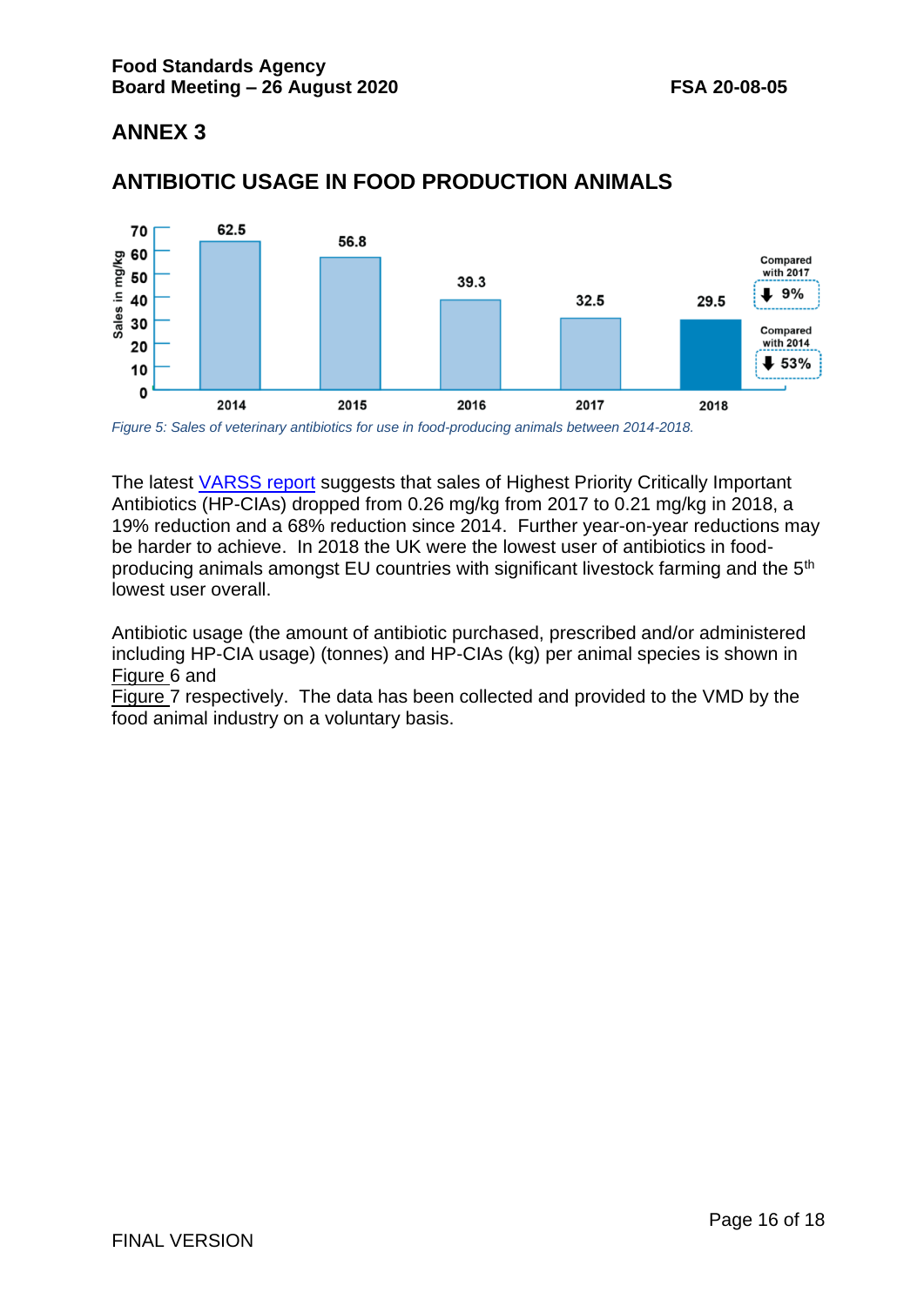## ANNEX 3

## ANTIBIOTIC USAGE IN FOOD PRODUCTION ANIMALS

| Year | Sales in mg/kg |
|---|---|
| 2014 | 62.5 |
| 2015 | 56.8 |
| 2016 | 39.3 |
| 2017 | 32.5 |
| 2018 | 29.5 |

Compared with 2017: ↓ 9%

Compared with 2014: ↓ 53%

*Figure 5: Sales of veterinary antibiotics for use in food-producing animals between 2014-2018.*

The latest [VARSS report](VARSS report) suggests that sales of Highest Priority Critically Important Antibiotics (HP-CIAs) dropped from 0.26 mg/kg from 2017 to 0.21 mg/kg in 2018, a 19% reduction and a 68% reduction since 2014. Further year-on-year reductions may be harder to achieve. In 2018 the UK were the lowest user of antibiotics in food-producing animals amongst EU countries with significant livestock farming and the 5th lowest user overall.

Antibiotic usage (the amount of antibiotic purchased, prescribed and/or administered including HP-CIA usage) (tonnes) and HP-CIAs (kg) per animal species is shown in Figure 6 and Figure 7 respectively. The data has been collected and provided to the VMD by the food animal industry on a voluntary basis.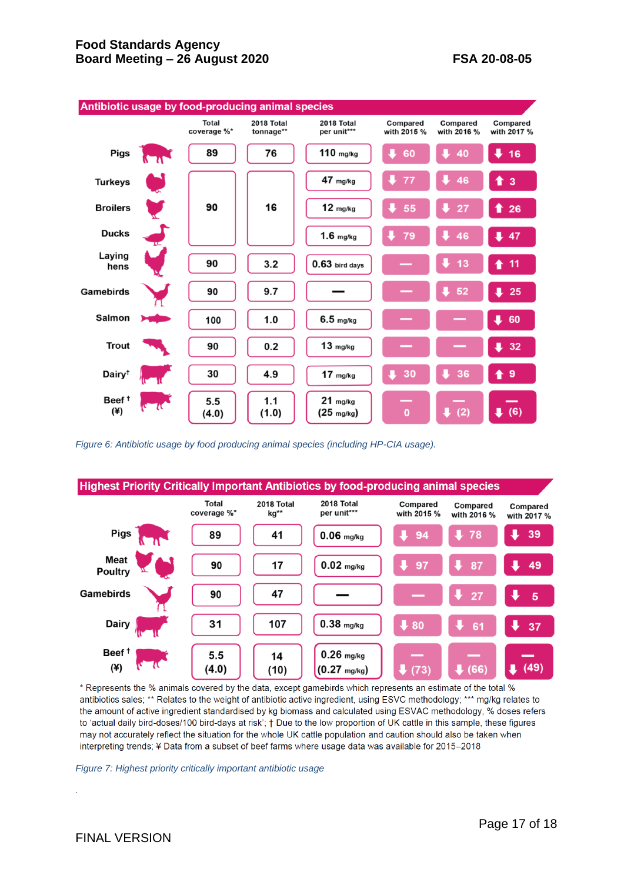## Antibiotic usage by food-producing animal species

| | Total coverage %* | 2018 Total tonnage** | 2018 Total per unit*** | Compared with 2015 % | Compared with 2016 % | Compared with 2017 % |
|---|---|---|---|---|---|---|
| Pigs | 89 | 76 | 110 mg/kg | ↓ 60 | ↓ 40 | ↓ 16 |
| Turkeys | 90 | 16 | 47 mg/kg | ↓ 77 | ↓ 46 | ↑ 3 |
| Broilers | | | 12 mg/kg | ↓ 55 | ↓ 27 | ↑ 26 |
| Ducks | | | 1.6 mg/kg | ↓ 79 | ↓ 46 | ↓ 47 |
| Laying hens | 90 | 3.2 | 0.63 bird days | — | ↓ 13 | ↑ 11 |
| Gamebirds | 90 | 9.7 | — | — | ↓ 52 | ↓ 25 |
| Salmon | 100 | 1.0 | 6.5 mg/kg | — | — | ↓ 60 |
| Trout | 90 | 0.2 | 13 mg/kg | — | — | ↓ 32 |
| Dairy† | 30 | 4.9 | 17 mg/kg | ↓ 30 | ↓ 36 | ↑ 9 |
| Beef † (¥) | 5.5 (4.0) | 1.1 (1.0) | 21 mg/kg (25 mg/kg) | — 0 | — ↓ (2) | — ↓ (6) |

*Figure 6: Antibiotic usage by food producing animal species (including HP-CIA usage).*

## Highest Priority Critically Important Antibiotics by food-producing animal species

| | Total coverage %* | 2018 Total kg** | 2018 Total per unit*** | Compared with 2015 % | Compared with 2016 % | Compared with 2017 % |
|---|---|---|---|---|---|---|
| Pigs | 89 | 41 | 0.06 mg/kg | ↓ 94 | ↓ 78 | ↓ 39 |
| Meat Poultry | 90 | 17 | 0.02 mg/kg | ↓ 97 | ↓ 87 | ↓ 49 |
| Gamebirds | 90 | 47 | — | — | ↓ 27 | ↓ 5 |
| Dairy | 31 | 107 | 0.38 mg/kg | ↓ 80 | ↓ 61 | ↓ 37 |
| Beef † (¥) | 5.5 (4.0) | 14 (10) | 0.26 mg/kg (0.27 mg/kg) | — ↓ (73) | — ↓ (66) | — ↓ (49) |

\* Represents the % animals covered by the data, except gamebirds which represents an estimate of the total % antibiotics sales; ** Relates to the weight of antibiotic active ingredient, using ESVC methodology; *** mg/kg relates to the amount of active ingredient standardised by kg biomass and calculated using ESVAC methodology, % doses refers to 'actual daily bird-doses/100 bird-days at risk'; † Due to the low proportion of UK cattle in this sample, these figures may not accurately reflect the situation for the whole UK cattle population and caution should also be taken when interpreting trends; ¥ Data from a subset of beef farms where usage data was available for 2015–2018

*Figure 7: Highest priority critically important antibiotic usage*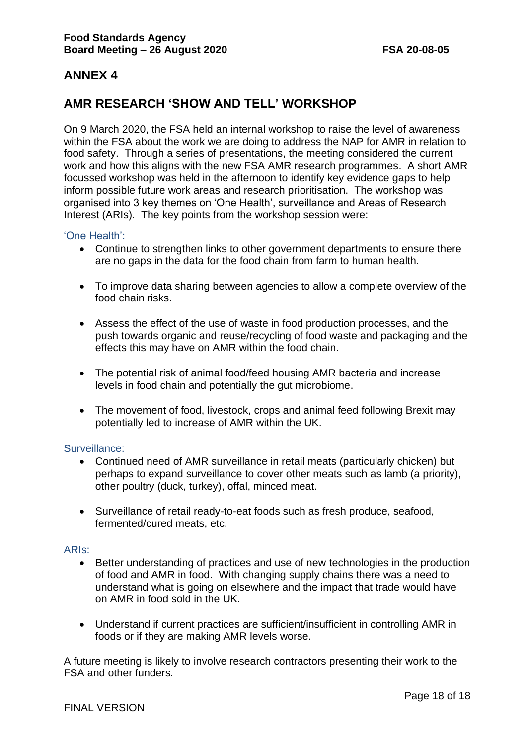## ANNEX 4

## AMR RESEARCH 'SHOW AND TELL' WORKSHOP

On 9 March 2020, the FSA held an internal workshop to raise the level of awareness within the FSA about the work we are doing to address the NAP for AMR in relation to food safety. Through a series of presentations, the meeting considered the current work and how this aligns with the new FSA AMR research programmes. A short AMR focussed workshop was held in the afternoon to identify key evidence gaps to help inform possible future work areas and research prioritisation. The workshop was organised into 3 key themes on 'One Health', surveillance and Areas of Research Interest (ARIs). The key points from the workshop session were:

### 'One Health':

- Continue to strengthen links to other government departments to ensure there are no gaps in the data for the food chain from farm to human health.
- To improve data sharing between agencies to allow a complete overview of the food chain risks.
- Assess the effect of the use of waste in food production processes, and the push towards organic and reuse/recycling of food waste and packaging and the effects this may have on AMR within the food chain.
- The potential risk of animal food/feed housing AMR bacteria and increase levels in food chain and potentially the gut microbiome.
- The movement of food, livestock, crops and animal feed following Brexit may potentially led to increase of AMR within the UK.

### Surveillance:

- Continued need of AMR surveillance in retail meats (particularly chicken) but perhaps to expand surveillance to cover other meats such as lamb (a priority), other poultry (duck, turkey), offal, minced meat.
- Surveillance of retail ready-to-eat foods such as fresh produce, seafood, fermented/cured meats, etc.

### ARIs:

- Better understanding of practices and use of new technologies in the production of food and AMR in food. With changing supply chains there was a need to understand what is going on elsewhere and the impact that trade would have on AMR in food sold in the UK.
- Understand if current practices are sufficient/insufficient in controlling AMR in foods or if they are making AMR levels worse.

A future meeting is likely to involve research contractors presenting their work to the FSA and other funders.